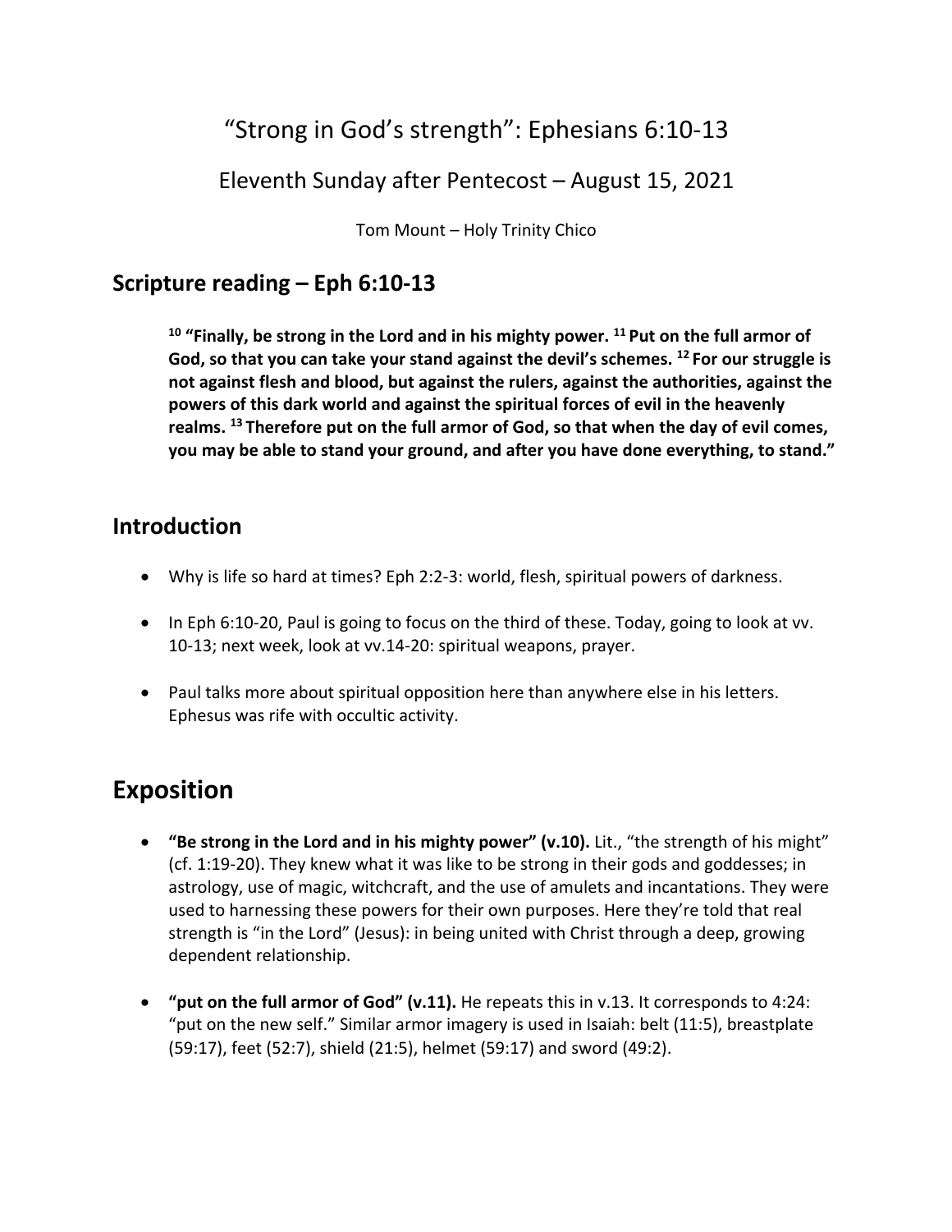# "Strong in God's strength": Ephesians 6:10-13

## Eleventh Sunday after Pentecost – August 15, 2021

Tom Mount – Holy Trinity Chico

## Scripture reading – Eph 6:10-13

> **[10] "Finally, be strong in the Lord and in his mighty power. [11] Put on the full armor of God, so that you can take your stand against the devil's schemes. [12] For our struggle is not against flesh and blood, but against the rulers, against the authorities, against the powers of this dark world and against the spiritual forces of evil in the heavenly realms. [13] Therefore put on the full armor of God, so that when the day of evil comes, you may be able to stand your ground, and after you have done everything, to stand."**

## Introduction

- Why is life so hard at times? Eph 2:2-3: world, flesh, spiritual powers of darkness.
- In Eph 6:10-20, Paul is going to focus on the third of these. Today, going to look at vv. 10-13; next week, look at vv.14-20: spiritual weapons, prayer.
- Paul talks more about spiritual opposition here than anywhere else in his letters. Ephesus was rife with occultic activity.

# Exposition

- **"Be strong in the Lord and in his mighty power" (v.10).** Lit., "the strength of his might" (cf. 1:19-20). They knew what it was like to be strong in their gods and goddesses; in astrology, use of magic, witchcraft, and the use of amulets and incantations. They were used to harnessing these powers for their own purposes. Here they're told that real strength is "in the Lord" (Jesus): in being united with Christ through a deep, growing dependent relationship.
- **"put on the full armor of God" (v.11).** He repeats this in v.13. It corresponds to 4:24: "put on the new self." Similar armor imagery is used in Isaiah: belt (11:5), breastplate (59:17), feet (52:7), shield (21:5), helmet (59:17) and sword (49:2).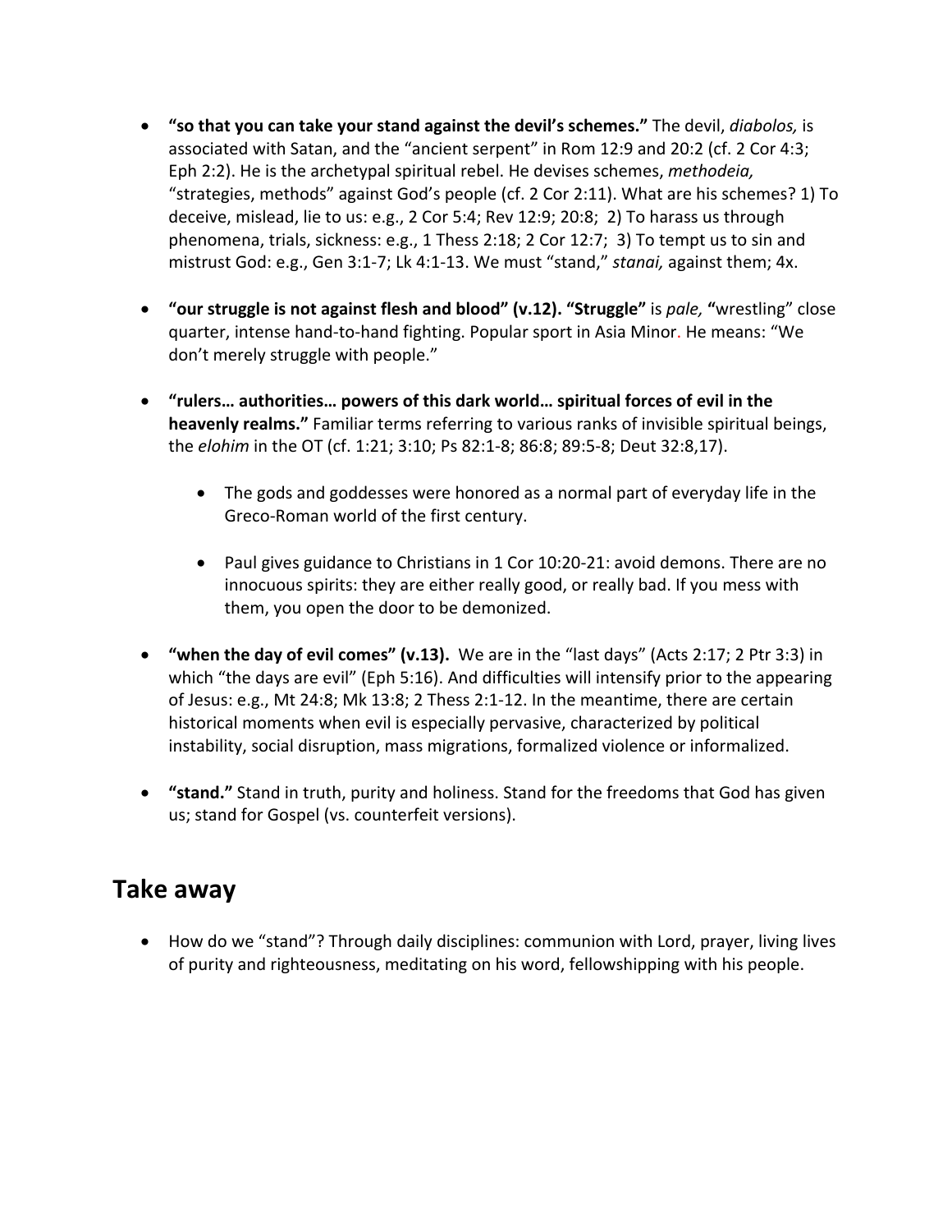- **"so that you can take your stand against the devil's schemes."** The devil, *diabolos,* is associated with Satan, and the "ancient serpent" in Rom 12:9 and 20:2 (cf. 2 Cor 4:3; Eph 2:2). He is the archetypal spiritual rebel. He devises schemes, *methodeia,* "strategies, methods" against God's people (cf. 2 Cor 2:11). What are his schemes? 1) To deceive, mislead, lie to us: e.g., 2 Cor 5:4; Rev 12:9; 20:8; 2) To harass us through phenomena, trials, sickness: e.g., 1 Thess 2:18; 2 Cor 12:7; 3) To tempt us to sin and mistrust God: e.g., Gen 3:1-7; Lk 4:1-13. We must "stand," *stanai,* against them; 4x.

- **"our struggle is not against flesh and blood" (v.12). "Struggle"** is *pale,* **"**wrestling" close quarter, intense hand-to-hand fighting. Popular sport in Asia Minor. He means: "We don't merely struggle with people."

- **"rulers… authorities… powers of this dark world… spiritual forces of evil in the heavenly realms."** Familiar terms referring to various ranks of invisible spiritual beings, the *elohim* in the OT (cf. 1:21; 3:10; Ps 82:1-8; 86:8; 89:5-8; Deut 32:8,17).

  - The gods and goddesses were honored as a normal part of everyday life in the Greco-Roman world of the first century.

  - Paul gives guidance to Christians in 1 Cor 10:20-21: avoid demons. There are no innocuous spirits: they are either really good, or really bad. If you mess with them, you open the door to be demonized.

- **"when the day of evil comes" (v.13).** We are in the "last days" (Acts 2:17; 2 Ptr 3:3) in which "the days are evil" (Eph 5:16). And difficulties will intensify prior to the appearing of Jesus: e.g., Mt 24:8; Mk 13:8; 2 Thess 2:1-12. In the meantime, there are certain historical moments when evil is especially pervasive, characterized by political instability, social disruption, mass migrations, formalized violence or informalized.

- **"stand."** Stand in truth, purity and holiness. Stand for the freedoms that God has given us; stand for Gospel (vs. counterfeit versions).

## Take away

- How do we "stand"? Through daily disciplines: communion with Lord, prayer, living lives of purity and righteousness, meditating on his word, fellowshipping with his people.